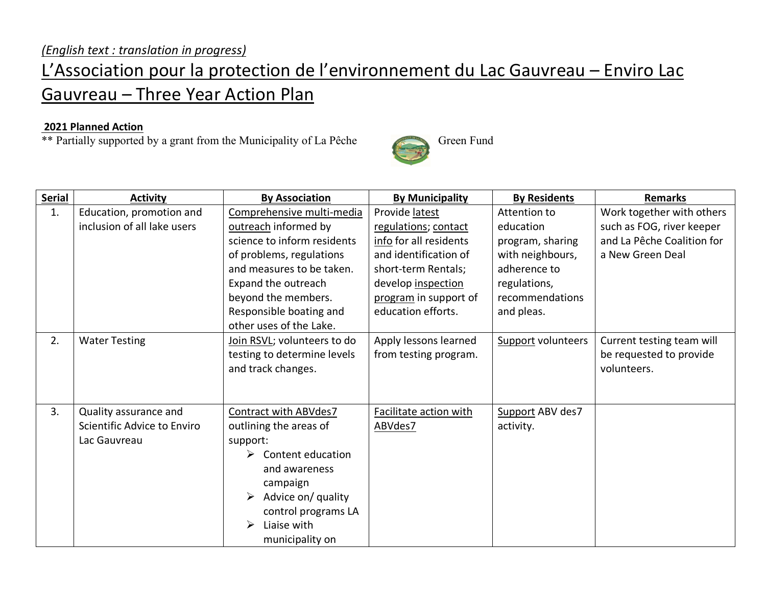*(English text : translation in progress)*

# L'Association pour la protection de l'environnement du Lac Gauvreau – Enviro Lac Gauvreau – Three Year Action Plan

**2021 Planned Action**

** Partially supported by a grant from the Municipality of La Pêche Green Fund

| Serial | Activity | By Association | By Municipality | By Residents | Remarks |
|---|---|---|---|---|---|
| 1. | Education, promotion and inclusion of all lake users | Comprehensive multi-media outreach informed by science to inform residents of problems, regulations and measures to be taken. Expand the outreach beyond the members. Responsible boating and other uses of the Lake. | Provide latest regulations; contact info for all residents and identification of short-term Rentals; develop inspection program in support of education efforts. | Attention to education program, sharing with neighbours, adherence to regulations, recommendations and pleas. | Work together with others such as FOG, river keeper and La Pêche Coalition for a New Green Deal |
| 2. | Water Testing | Join RSVL; volunteers to do testing to determine levels and track changes. | Apply lessons learned from testing program. | Support volunteers | Current testing team will be requested to provide volunteers. |
| 3. | Quality assurance and Scientific Advice to Enviro Lac Gauvreau | Contract with ABVdes7 outlining the areas of support:<br>➢ Content education and awareness campaign<br>➢ Advice on/ quality control programs LA<br>➢ Liaise with municipality on | Facilitate action with ABVdes7 | Support ABV des7 activity. | |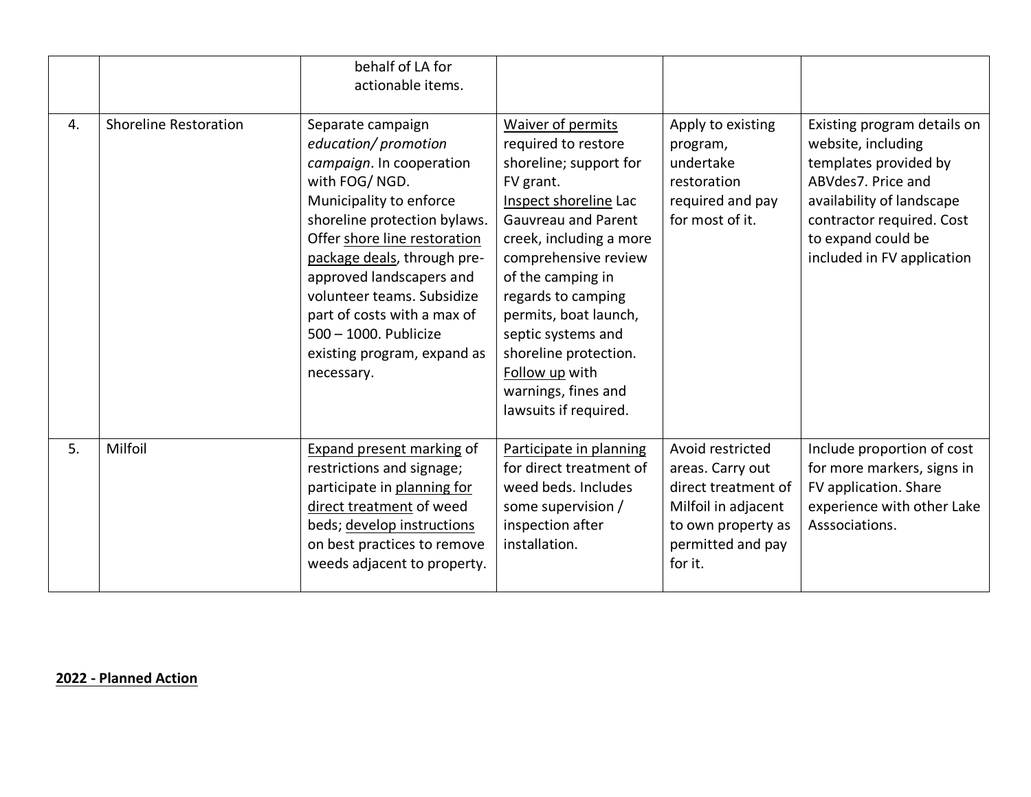| | | | | | |
|---|---|---|---|---|---|
| | | behalf of LA for actionable items. | | | |
| 4. | Shoreline Restoration | Separate campaign *education/ promotion campaign*. In cooperation with FOG/ NGD. Municipality to enforce shoreline protection bylaws. Offer <u>shore line restoration package deals</u>, through pre-approved landscapers and volunteer teams. Subsidize part of costs with a max of 500 – 1000. Publicize existing program, expand as necessary. | <u>Waiver of permits</u> required to restore shoreline; support for FV grant. <u>Inspect shoreline</u> Lac Gauvreau and Parent creek, including a more comprehensive review of the camping in regards to camping permits, boat launch, septic systems and shoreline protection. <u>Follow up</u> with warnings, fines and lawsuits if required. | Apply to existing program, undertake restoration required and pay for most of it. | Existing program details on website, including templates provided by ABVdes7. Price and availability of landscape contractor required. Cost to expand could be included in FV application |
| 5. | Milfoil | <u>Expand present marking</u> of restrictions and signage; participate in <u>planning for direct treatment</u> of weed beds; <u>develop instructions</u> on best practices to remove weeds adjacent to property. | <u>Participate in planning</u> for direct treatment of weed beds. Includes some supervision / inspection after installation. | Avoid restricted areas. Carry out direct treatment of Milfoil in adjacent to own property as permitted and pay for it. | Include proportion of cost for more markers, signs in FV application. Share experience with other Lake Asssociations. |

**<u>2022 - Planned Action</u>**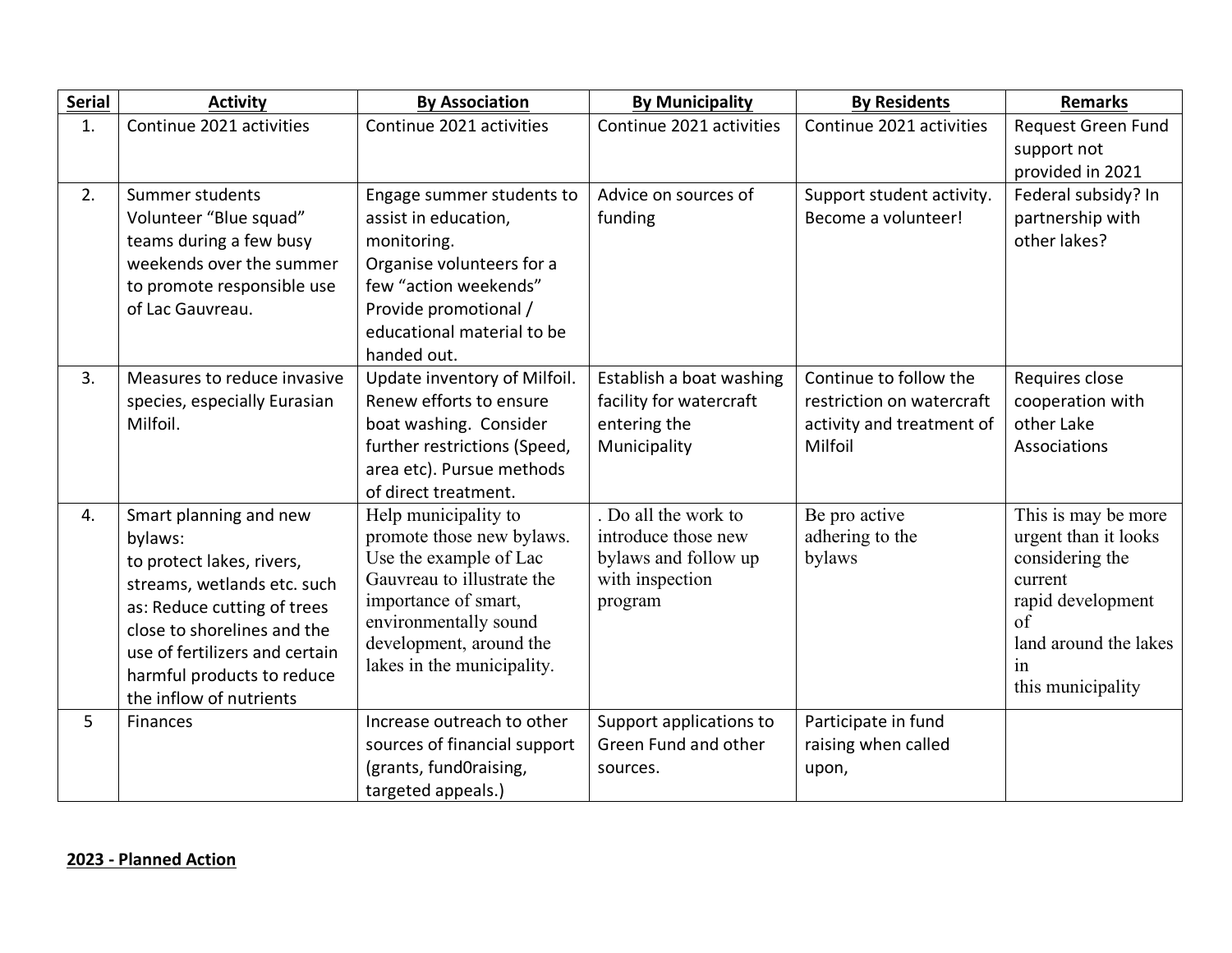| Serial | Activity | By Association | By Municipality | By Residents | Remarks |
|---|---|---|---|---|---|
| 1. | Continue 2021 activities | Continue 2021 activities | Continue 2021 activities | Continue 2021 activities | Request Green Fund support not provided in 2021 |
| 2. | Summer students Volunteer "Blue squad" teams during a few busy weekends over the summer to promote responsible use of Lac Gauvreau. | Engage summer students to assist in education, monitoring. Organise volunteers for a few "action weekends" Provide promotional / educational material to be handed out. | Advice on sources of funding | Support student activity. Become a volunteer! | Federal subsidy? In partnership with other lakes? |
| 3. | Measures to reduce invasive species, especially Eurasian Milfoil. | Update inventory of Milfoil. Renew efforts to ensure boat washing. Consider further restrictions (Speed, area etc). Pursue methods of direct treatment. | Establish a boat washing facility for watercraft entering the Municipality | Continue to follow the restriction on watercraft activity and treatment of Milfoil | Requires close cooperation with other Lake Associations |
| 4. | Smart planning and new bylaws: to protect lakes, rivers, streams, wetlands etc. such as: Reduce cutting of trees close to shorelines and the use of fertilizers and certain harmful products to reduce the inflow of nutrients | Help municipality to promote those new bylaws. Use the example of Lac Gauvreau to illustrate the importance of smart, environmentally sound development, around the lakes in the municipality. | . Do all the work to introduce those new bylaws and follow up with inspection program | Be pro active adhering to the bylaws | This is may be more urgent than it looks considering the current rapid development of land around the lakes in this municipality |
| 5 | Finances | Increase outreach to other sources of financial support (grants, fund0raising, targeted appeals.) | Support applications to Green Fund and other sources. | Participate in fund raising when called upon, | |

**2023 - Planned Action**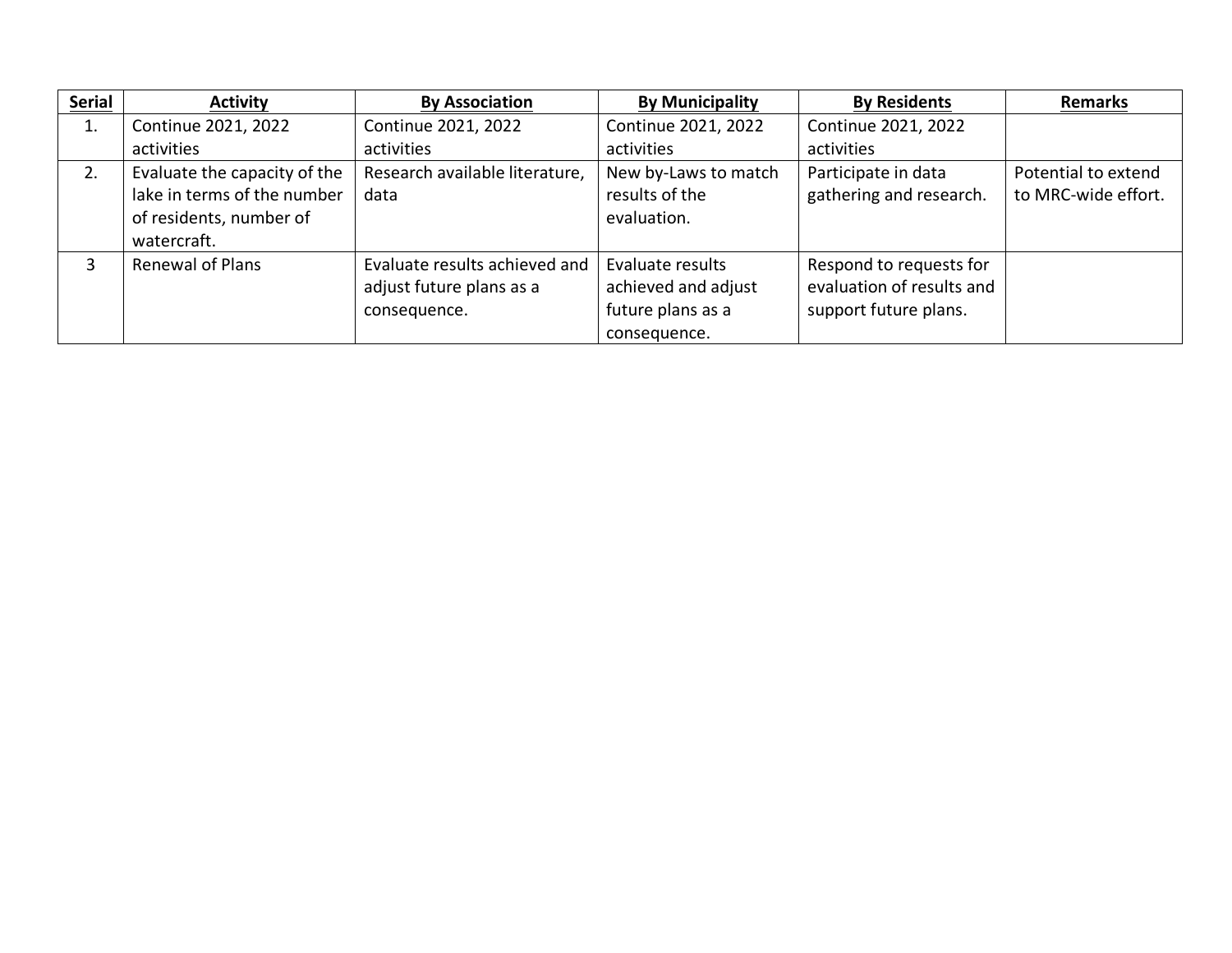| **Serial** | **Activity** | **By Association** | **By Municipality** | **By Residents** | **Remarks** |
|---|---|---|---|---|---|
| 1. | Continue 2021, 2022 activities | Continue 2021, 2022 activities | Continue 2021, 2022 activities | Continue 2021, 2022 activities | |
| 2. | Evaluate the capacity of the lake in terms of the number of residents, number of watercraft. | Research available literature, data | New by-Laws to match results of the evaluation. | Participate in data gathering and research. | Potential to extend to MRC-wide effort. |
| 3 | Renewal of Plans | Evaluate results achieved and adjust future plans as a consequence. | Evaluate results achieved and adjust future plans as a consequence. | Respond to requests for evaluation of results and support future plans. | |